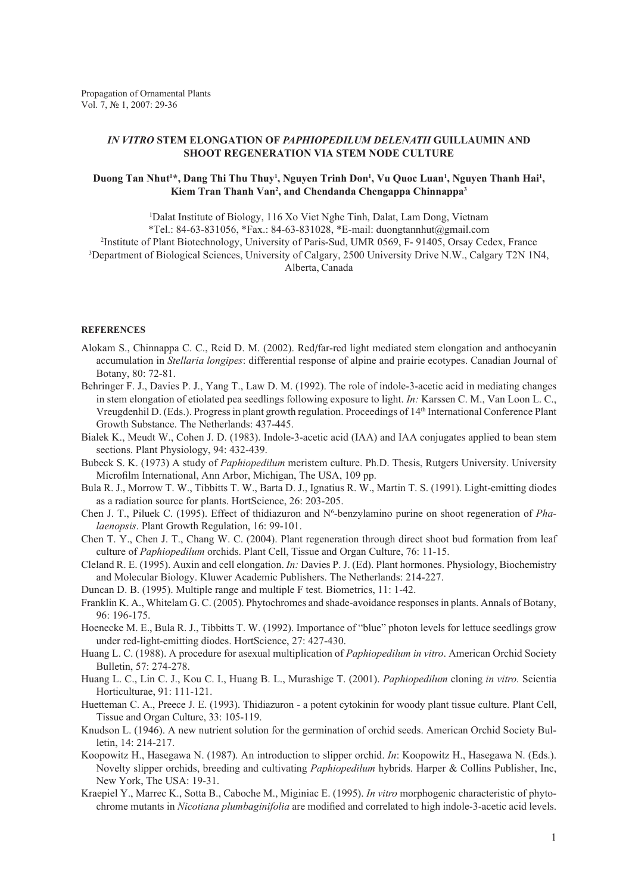# *IN VITRO* STEM ELONGATION OF *PAPHIOPEDILUM DELENATII* GUILLAUMIN AND SHOOT REGENERATION VIA STEM NODE CULTURE

**Duong Tan Nhut[1]\*, Dang Thi Thu Thuy[1], Nguyen Trinh Don[1], Vu Quoc Luan[1], Nguyen Thanh Hai[1], Kiem Tran Thanh Van[2], and Chendanda Chengappa Chinnappa[3]**

[1]Dalat Institute of Biology, 116 Xo Viet Nghe Tinh, Dalat, Lam Dong, Vietnam
\*Tel.: 84-63-831056, \*Fax.: 84-63-831028, \*E-mail: duongtannhut@gmail.com
[2]Institute of Plant Biotechnology, University of Paris-Sud, UMR 0569, F- 91405, Orsay Cedex, France
[3]Department of Biological Sciences, University of Calgary, 2500 University Drive N.W., Calgary T2N 1N4, Alberta, Canada

## REFERENCES

Alokam S., Chinnappa C. C., Reid D. M. (2002). Red/far-red light mediated stem elongation and anthocyanin accumulation in *Stellaria longipes*: differential response of alpine and prairie ecotypes. Canadian Journal of Botany, 80: 72-81.

Behringer F. J., Davies P. J., Yang T., Law D. M. (1992). The role of indole-3-acetic acid in mediating changes in stem elongation of etiolated pea seedlings following exposure to light. *In:* Karssen C. M., Van Loon L. C., Vreugdenhil D. (Eds.). Progress in plant growth regulation. Proceedings of 14th International Conference Plant Growth Substance. The Netherlands: 437-445.

Bialek K., Meudt W., Cohen J. D. (1983). Indole-3-acetic acid (IAA) and IAA conjugates applied to bean stem sections. Plant Physiology, 94: 432-439.

Bubeck S. K. (1973) A study of *Paphiopedilum* meristem culture. Ph.D. Thesis, Rutgers University. University Microfilm International, Ann Arbor, Michigan, The USA, 109 pp.

Bula R. J., Morrow T. W., Tibbitts T. W., Barta D. J., Ignatius R. W., Martin T. S. (1991). Light-emitting diodes as a radiation source for plants. HortScience, 26: 203-205.

Chen J. T., Piluek C. (1995). Effect of thidiazuron and N$^6$-benzylamino purine on shoot regeneration of *Phalaenopsis*. Plant Growth Regulation, 16: 99-101.

Chen T. Y., Chen J. T., Chang W. C. (2004). Plant regeneration through direct shoot bud formation from leaf culture of *Paphiopedilum* orchids. Plant Cell, Tissue and Organ Culture, 76: 11-15.

Cleland R. E. (1995). Auxin and cell elongation. *In:* Davies P. J. (Ed). Plant hormones. Physiology, Biochemistry and Molecular Biology. Kluwer Academic Publishers. The Netherlands: 214-227.

Duncan D. B. (1995). Multiple range and multiple F test. Biometrics, 11: 1-42.

Franklin K. A., Whitelam G. C. (2005). Phytochromes and shade-avoidance responses in plants. Annals of Botany, 96: 196-175.

Hoenecke M. E., Bula R. J., Tibbitts T. W. (1992). Importance of "blue" photon levels for lettuce seedlings grow under red-light-emitting diodes. HortScience, 27: 427-430.

Huang L. C. (1988). A procedure for asexual multiplication of *Paphiopedilum in vitro*. American Orchid Society Bulletin, 57: 274-278.

Huang L. C., Lin C. J., Kou C. I., Huang B. L., Murashige T. (2001). *Paphiopedilum* cloning *in vitro.* Scientia Horticulturae, 91: 111-121.

Huetteman C. A., Preece J. E. (1993). Thidiazuron - a potent cytokinin for woody plant tissue culture. Plant Cell, Tissue and Organ Culture, 33: 105-119.

Knudson L. (1946). A new nutrient solution for the germination of orchid seeds. American Orchid Society Bulletin, 14: 214-217.

Koopowitz H., Hasegawa N. (1987). An introduction to slipper orchid. *In*: Koopowitz H., Hasegawa N. (Eds.). Novelty slipper orchids, breeding and cultivating *Paphiopedilum* hybrids. Harper & Collins Publisher, Inc, New York, The USA: 19-31.

Kraepiel Y., Marrec K., Sotta B., Caboche M., Miginiac E. (1995). *In vitro* morphogenic characteristic of phytochrome mutants in *Nicotiana plumbaginifolia* are modified and correlated to high indole-3-acetic acid levels.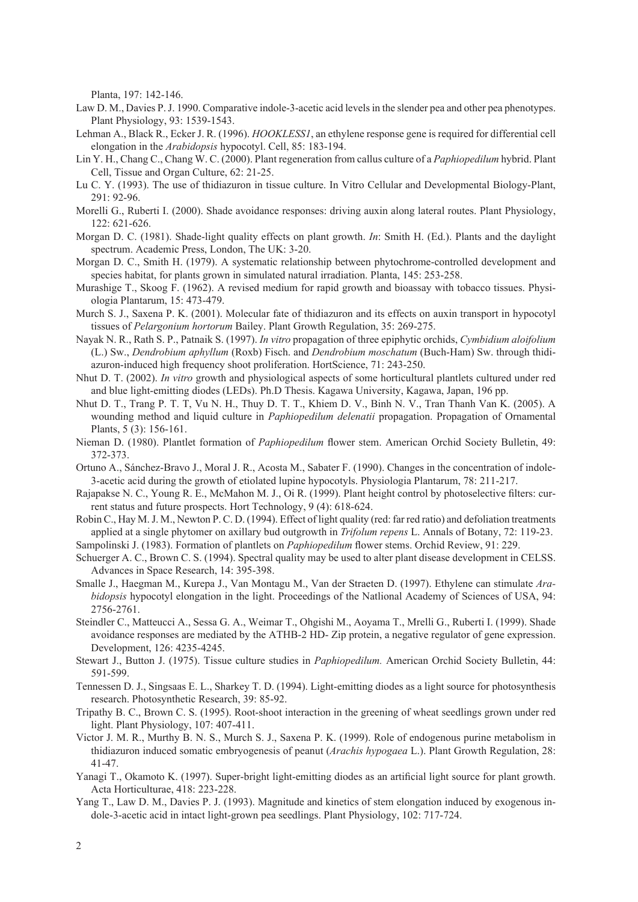Planta, 197: 142-146.

Law D. M., Davies P. J. 1990. Comparative indole-3-acetic acid levels in the slender pea and other pea phenotypes. Plant Physiology, 93: 1539-1543.

Lehman A., Black R., Ecker J. R. (1996). *HOOKLESS1*, an ethylene response gene is required for differential cell elongation in the *Arabidopsis* hypocotyl. Cell, 85: 183-194.

Lin Y. H., Chang C., Chang W. C. (2000). Plant regeneration from callus culture of a *Paphiopedilum* hybrid. Plant Cell, Tissue and Organ Culture, 62: 21-25.

Lu C. Y. (1993). The use of thidiazuron in tissue culture. In Vitro Cellular and Developmental Biology-Plant, 291: 92-96.

Morelli G., Ruberti I. (2000). Shade avoidance responses: driving auxin along lateral routes. Plant Physiology, 122: 621-626.

Morgan D. C. (1981). Shade-light quality effects on plant growth. *In*: Smith H. (Ed.). Plants and the daylight spectrum. Academic Press, London, The UK: 3-20.

Morgan D. C., Smith H. (1979). A systematic relationship between phytochrome-controlled development and species habitat, for plants grown in simulated natural irradiation. Planta, 145: 253-258.

Murashige T., Skoog F. (1962). A revised medium for rapid growth and bioassay with tobacco tissues. Physiologia Plantarum, 15: 473-479.

Murch S. J., Saxena P. K. (2001). Molecular fate of thidiazuron and its effects on auxin transport in hypocotyl tissues of *Pelargonium hortorum* Bailey. Plant Growth Regulation, 35: 269-275.

Nayak N. R., Rath S. P., Patnaik S. (1997). *In vitro* propagation of three epiphytic orchids, *Cymbidium aloifolium* (L.) Sw., *Dendrobium aphyllum* (Roxb) Fisch. and *Dendrobium moschatum* (Buch-Ham) Sw. through thidiazuron-induced high frequency shoot proliferation. HortScience, 71: 243-250.

Nhut D. T. (2002). *In vitro* growth and physiological aspects of some horticultural plantlets cultured under red and blue light-emitting diodes (LEDs). Ph.D Thesis. Kagawa University, Kagawa, Japan, 196 pp.

Nhut D. T., Trang P. T. T, Vu N. H., Thuy D. T. T., Khiem D. V., Binh N. V., Tran Thanh Van K. (2005). A wounding method and liquid culture in *Paphiopedilum delenatii* propagation. Propagation of Ornamental Plants, 5 (3): 156-161.

Nieman D. (1980). Plantlet formation of *Paphiopedilum* flower stem. American Orchid Society Bulletin, 49: 372-373.

Ortuno A., Sánchez-Bravo J., Moral J. R., Acosta M., Sabater F. (1990). Changes in the concentration of indole-3-acetic acid during the growth of etiolated lupine hypocotyls. Physiologia Plantarum, 78: 211-217.

Rajapakse N. C., Young R. E., McMahon M. J., Oi R. (1999). Plant height control by photoselective filters: current status and future prospects. Hort Technology, 9 (4): 618-624.

Robin C., Hay M. J. M., Newton P. C. D. (1994). Effect of light quality (red: far red ratio) and defoliation treatments applied at a single phytomer on axillary bud outgrowth in *Trifolum repens* L. Annals of Botany, 72: 119-23.

Sampolinski J. (1983). Formation of plantlets on *Paphiopedilum* flower stems. Orchid Review, 91: 229.

Schuerger A. C., Brown C. S. (1994). Spectral quality may be used to alter plant disease development in CELSS. Advances in Space Research, 14: 395-398.

Smalle J., Haegman M., Kurepa J., Van Montagu M., Van der Straeten D. (1997). Ethylene can stimulate *Arabidopsis* hypocotyl elongation in the light. Proceedings of the Natlional Academy of Sciences of USA, 94: 2756-2761.

Steindler C., Matteucci A., Sessa G. A., Weimar T., Ohgishi M., Aoyama T., Mrelli G., Ruberti I. (1999). Shade avoidance responses are mediated by the ATHB-2 HD- Zip protein, a negative regulator of gene expression. Development, 126: 4235-4245.

Stewart J., Button J. (1975). Tissue culture studies in *Paphiopedilum.* American Orchid Society Bulletin, 44: 591-599.

Tennessen D. J., Singsaas E. L., Sharkey T. D. (1994). Light-emitting diodes as a light source for photosynthesis research. Photosynthetic Research, 39: 85-92.

Tripathy B. C., Brown C. S. (1995). Root-shoot interaction in the greening of wheat seedlings grown under red light. Plant Physiology, 107: 407-411.

Victor J. M. R., Murthy B. N. S., Murch S. J., Saxena P. K. (1999). Role of endogenous purine metabolism in thidiazuron induced somatic embryogenesis of peanut (*Arachis hypogaea* L.). Plant Growth Regulation, 28: 41-47.

Yanagi T., Okamoto K. (1997). Super-bright light-emitting diodes as an artificial light source for plant growth. Acta Horticulturae, 418: 223-228.

Yang T., Law D. M., Davies P. J. (1993). Magnitude and kinetics of stem elongation induced by exogenous indole-3-acetic acid in intact light-grown pea seedlings. Plant Physiology, 102: 717-724.